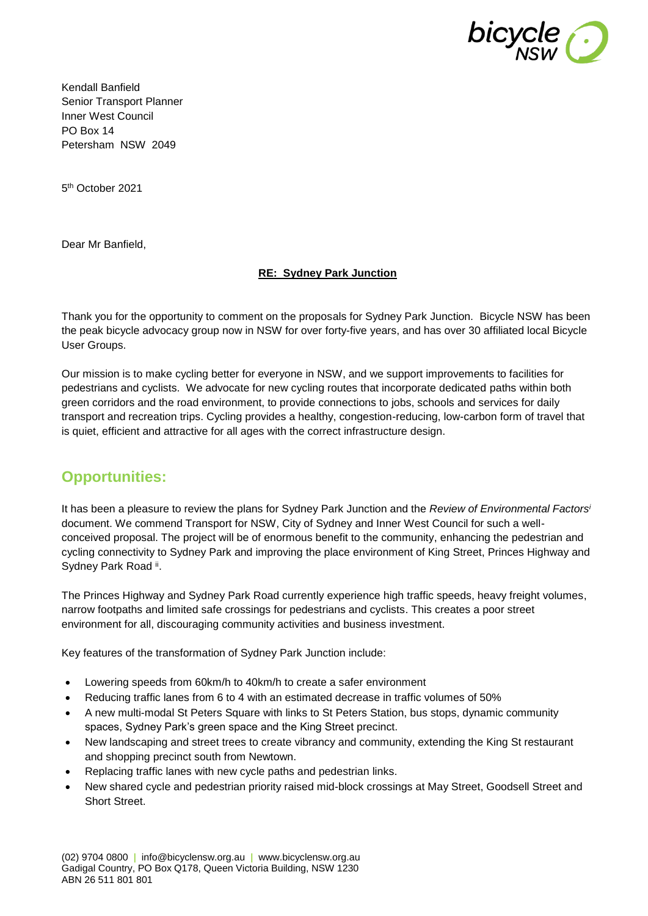Kendall Banfield
Senior Transport Planner
Inner West Council
PO Box 14
Petersham NSW 2049

5th October 2021

Dear Mr Banfield,

**RE: Sydney Park Junction**

Thank you for the opportunity to comment on the proposals for Sydney Park Junction. Bicycle NSW has been the peak bicycle advocacy group now in NSW for over forty-five years, and has over 30 affiliated local Bicycle User Groups.

Our mission is to make cycling better for everyone in NSW, and we support improvements to facilities for pedestrians and cyclists. We advocate for new cycling routes that incorporate dedicated paths within both green corridors and the road environment, to provide connections to jobs, schools and services for daily transport and recreation trips. Cycling provides a healthy, congestion-reducing, low-carbon form of travel that is quiet, efficient and attractive for all ages with the correct infrastructure design.

## Opportunities:

It has been a pleasure to review the plans for Sydney Park Junction and the *Review of Environmental Factors*[i] document. We commend Transport for NSW, City of Sydney and Inner West Council for such a well-conceived proposal. The project will be of enormous benefit to the community, enhancing the pedestrian and cycling connectivity to Sydney Park and improving the place environment of King Street, Princes Highway and Sydney Park Road [ii].

The Princes Highway and Sydney Park Road currently experience high traffic speeds, heavy freight volumes, narrow footpaths and limited safe crossings for pedestrians and cyclists. This creates a poor street environment for all, discouraging community activities and business investment.

Key features of the transformation of Sydney Park Junction include:

- Lowering speeds from 60km/h to 40km/h to create a safer environment
- Reducing traffic lanes from 6 to 4 with an estimated decrease in traffic volumes of 50%
- A new multi-modal St Peters Square with links to St Peters Station, bus stops, dynamic community spaces, Sydney Park's green space and the King Street precinct.
- New landscaping and street trees to create vibrancy and community, extending the King St restaurant and shopping precinct south from Newtown.
- Replacing traffic lanes with new cycle paths and pedestrian links.
- New shared cycle and pedestrian priority raised mid-block crossings at May Street, Goodsell Street and Short Street.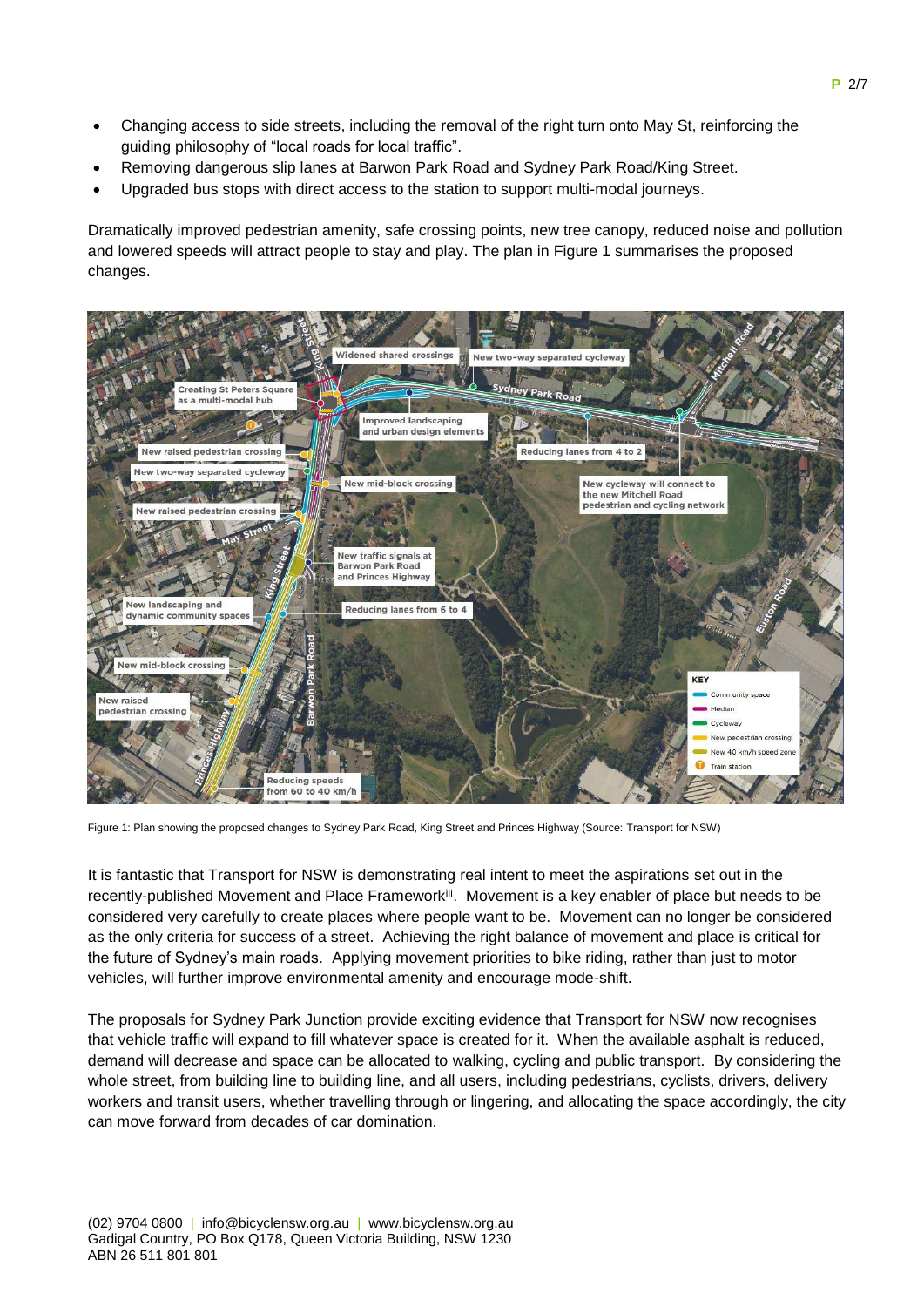- Changing access to side streets, including the removal of the right turn onto May St, reinforcing the guiding philosophy of “local roads for local traffic”.
- Removing dangerous slip lanes at Barwon Park Road and Sydney Park Road/King Street.
- Upgraded bus stops with direct access to the station to support multi-modal journeys.

Dramatically improved pedestrian amenity, safe crossing points, new tree canopy, reduced noise and pollution and lowered speeds will attract people to stay and play. The plan in Figure 1 summarises the proposed changes.

Figure 1: Plan showing the proposed changes to Sydney Park Road, King Street and Princes Highway (Source: Transport for NSW)

It is fantastic that Transport for NSW is demonstrating real intent to meet the aspirations set out in the recently-published Movement and Place Framework[iii]. Movement is a key enabler of place but needs to be considered very carefully to create places where people want to be. Movement can no longer be considered as the only criteria for success of a street. Achieving the right balance of movement and place is critical for the future of Sydney’s main roads. Applying movement priorities to bike riding, rather than just to motor vehicles, will further improve environmental amenity and encourage mode-shift.

The proposals for Sydney Park Junction provide exciting evidence that Transport for NSW now recognises that vehicle traffic will expand to fill whatever space is created for it. When the available asphalt is reduced, demand will decrease and space can be allocated to walking, cycling and public transport. By considering the whole street, from building line to building line, and all users, including pedestrians, cyclists, drivers, delivery workers and transit users, whether travelling through or lingering, and allocating the space accordingly, the city can move forward from decades of car domination.

(02) 9704 0800 | info@bicyclensw.org.au | www.bicyclensw.org.au
Gadigal Country, PO Box Q178, Queen Victoria Building, NSW 1230
ABN 26 511 801 801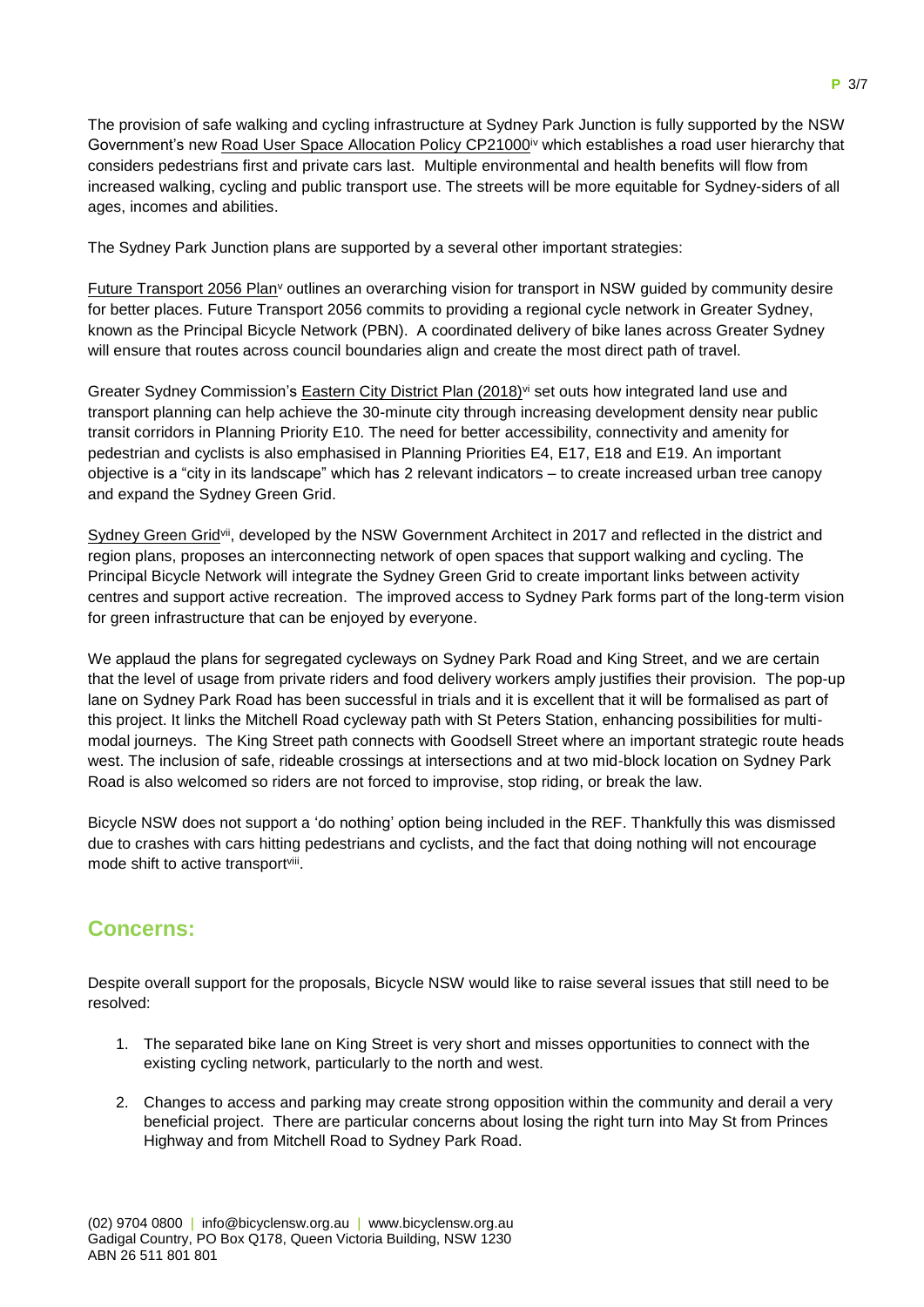The provision of safe walking and cycling infrastructure at Sydney Park Junction is fully supported by the NSW Government's new Road User Space Allocation Policy CP21000[iv] which establishes a road user hierarchy that considers pedestrians first and private cars last. Multiple environmental and health benefits will flow from increased walking, cycling and public transport use. The streets will be more equitable for Sydney-siders of all ages, incomes and abilities.

The Sydney Park Junction plans are supported by a several other important strategies:

Future Transport 2056 Plan[v] outlines an overarching vision for transport in NSW guided by community desire for better places. Future Transport 2056 commits to providing a regional cycle network in Greater Sydney, known as the Principal Bicycle Network (PBN). A coordinated delivery of bike lanes across Greater Sydney will ensure that routes across council boundaries align and create the most direct path of travel.

Greater Sydney Commission's Eastern City District Plan (2018)[vi] set outs how integrated land use and transport planning can help achieve the 30-minute city through increasing development density near public transit corridors in Planning Priority E10. The need for better accessibility, connectivity and amenity for pedestrian and cyclists is also emphasised in Planning Priorities E4, E17, E18 and E19. An important objective is a "city in its landscape" which has 2 relevant indicators – to create increased urban tree canopy and expand the Sydney Green Grid.

Sydney Green Grid[vii], developed by the NSW Government Architect in 2017 and reflected in the district and region plans, proposes an interconnecting network of open spaces that support walking and cycling. The Principal Bicycle Network will integrate the Sydney Green Grid to create important links between activity centres and support active recreation. The improved access to Sydney Park forms part of the long-term vision for green infrastructure that can be enjoyed by everyone.

We applaud the plans for segregated cycleways on Sydney Park Road and King Street, and we are certain that the level of usage from private riders and food delivery workers amply justifies their provision. The pop-up lane on Sydney Park Road has been successful in trials and it is excellent that it will be formalised as part of this project. It links the Mitchell Road cycleway path with St Peters Station, enhancing possibilities for multi-modal journeys. The King Street path connects with Goodsell Street where an important strategic route heads west. The inclusion of safe, rideable crossings at intersections and at two mid-block location on Sydney Park Road is also welcomed so riders are not forced to improvise, stop riding, or break the law.

Bicycle NSW does not support a 'do nothing' option being included in the REF. Thankfully this was dismissed due to crashes with cars hitting pedestrians and cyclists, and the fact that doing nothing will not encourage mode shift to active transport[viii].

## Concerns:

Despite overall support for the proposals, Bicycle NSW would like to raise several issues that still need to be resolved:

1. The separated bike lane on King Street is very short and misses opportunities to connect with the existing cycling network, particularly to the north and west.
2. Changes to access and parking may create strong opposition within the community and derail a very beneficial project. There are particular concerns about losing the right turn into May St from Princes Highway and from Mitchell Road to Sydney Park Road.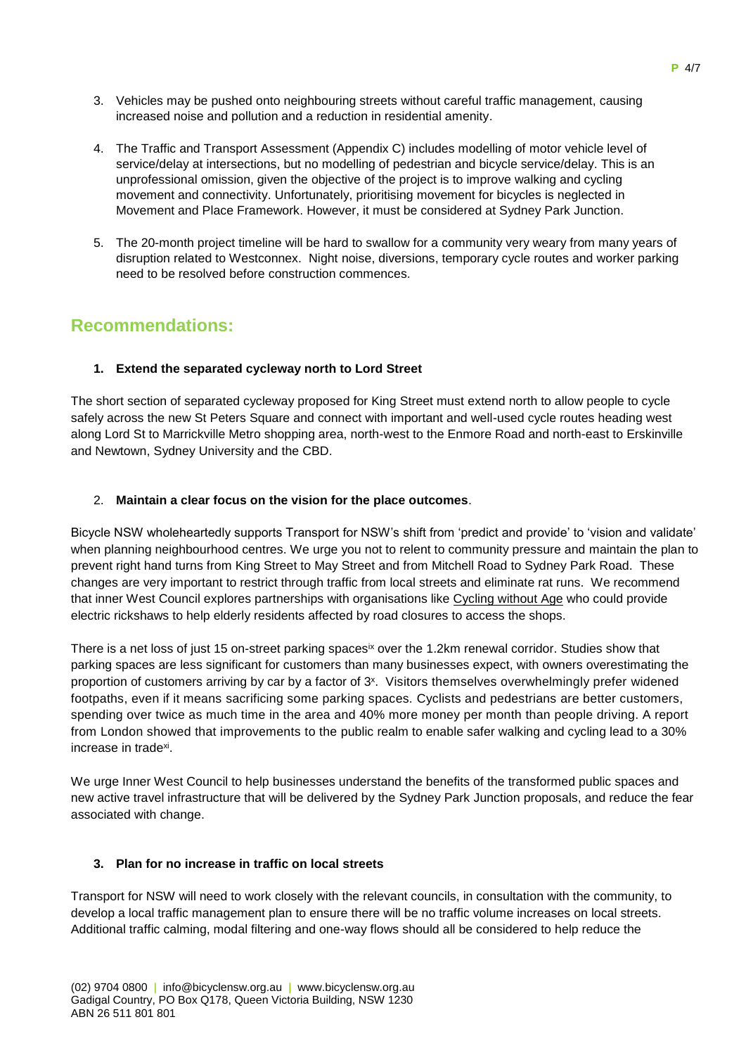3. Vehicles may be pushed onto neighbouring streets without careful traffic management, causing increased noise and pollution and a reduction in residential amenity.

4. The Traffic and Transport Assessment (Appendix C) includes modelling of motor vehicle level of service/delay at intersections, but no modelling of pedestrian and bicycle service/delay. This is an unprofessional omission, given the objective of the project is to improve walking and cycling movement and connectivity. Unfortunately, prioritising movement for bicycles is neglected in Movement and Place Framework. However, it must be considered at Sydney Park Junction.

5. The 20-month project timeline will be hard to swallow for a community very weary from many years of disruption related to Westconnex. Night noise, diversions, temporary cycle routes and worker parking need to be resolved before construction commences.

## Recommendations:

**1. Extend the separated cycleway north to Lord Street**

The short section of separated cycleway proposed for King Street must extend north to allow people to cycle safely across the new St Peters Square and connect with important and well-used cycle routes heading west along Lord St to Marrickville Metro shopping area, north-west to the Enmore Road and north-east to Erskinville and Newtown, Sydney University and the CBD.

2. **Maintain a clear focus on the vision for the place outcomes**.

Bicycle NSW wholeheartedly supports Transport for NSW's shift from 'predict and provide' to 'vision and validate' when planning neighbourhood centres. We urge you not to relent to community pressure and maintain the plan to prevent right hand turns from King Street to May Street and from Mitchell Road to Sydney Park Road. These changes are very important to restrict through traffic from local streets and eliminate rat runs. We recommend that inner West Council explores partnerships with organisations like Cycling without Age who could provide electric rickshaws to help elderly residents affected by road closures to access the shops.

There is a net loss of just 15 on-street parking spaces[ix] over the 1.2km renewal corridor. Studies show that parking spaces are less significant for customers than many businesses expect, with owners overestimating the proportion of customers arriving by car by a factor of 3[x]. Visitors themselves overwhelmingly prefer widened footpaths, even if it means sacrificing some parking spaces. Cyclists and pedestrians are better customers, spending over twice as much time in the area and 40% more money per month than people driving. A report from London showed that improvements to the public realm to enable safer walking and cycling lead to a 30% increase in trade[xi].

We urge Inner West Council to help businesses understand the benefits of the transformed public spaces and new active travel infrastructure that will be delivered by the Sydney Park Junction proposals, and reduce the fear associated with change.

**3. Plan for no increase in traffic on local streets**

Transport for NSW will need to work closely with the relevant councils, in consultation with the community, to develop a local traffic management plan to ensure there will be no traffic volume increases on local streets. Additional traffic calming, modal filtering and one-way flows should all be considered to help reduce the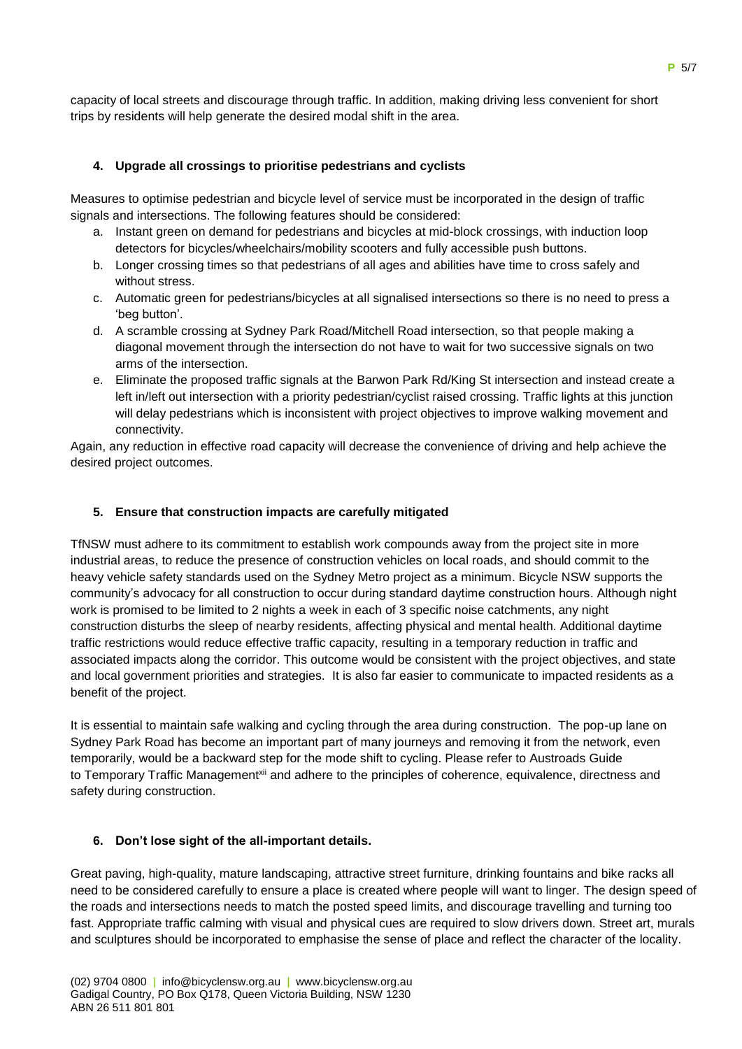capacity of local streets and discourage through traffic. In addition, making driving less convenient for short trips by residents will help generate the desired modal shift in the area.

**4. Upgrade all crossings to prioritise pedestrians and cyclists**

Measures to optimise pedestrian and bicycle level of service must be incorporated in the design of traffic signals and intersections. The following features should be considered:

a. Instant green on demand for pedestrians and bicycles at mid-block crossings, with induction loop detectors for bicycles/wheelchairs/mobility scooters and fully accessible push buttons.
b. Longer crossing times so that pedestrians of all ages and abilities have time to cross safely and without stress.
c. Automatic green for pedestrians/bicycles at all signalised intersections so there is no need to press a 'beg button'.
d. A scramble crossing at Sydney Park Road/Mitchell Road intersection, so that people making a diagonal movement through the intersection do not have to wait for two successive signals on two arms of the intersection.
e. Eliminate the proposed traffic signals at the Barwon Park Rd/King St intersection and instead create a left in/left out intersection with a priority pedestrian/cyclist raised crossing. Traffic lights at this junction will delay pedestrians which is inconsistent with project objectives to improve walking movement and connectivity.

Again, any reduction in effective road capacity will decrease the convenience of driving and help achieve the desired project outcomes.

**5. Ensure that construction impacts are carefully mitigated**

TfNSW must adhere to its commitment to establish work compounds away from the project site in more industrial areas, to reduce the presence of construction vehicles on local roads, and should commit to the heavy vehicle safety standards used on the Sydney Metro project as a minimum. Bicycle NSW supports the community's advocacy for all construction to occur during standard daytime construction hours. Although night work is promised to be limited to 2 nights a week in each of 3 specific noise catchments, any night construction disturbs the sleep of nearby residents, affecting physical and mental health. Additional daytime traffic restrictions would reduce effective traffic capacity, resulting in a temporary reduction in traffic and associated impacts along the corridor. This outcome would be consistent with the project objectives, and state and local government priorities and strategies. It is also far easier to communicate to impacted residents as a benefit of the project.

It is essential to maintain safe walking and cycling through the area during construction. The pop-up lane on Sydney Park Road has become an important part of many journeys and removing it from the network, even temporarily, would be a backward step for the mode shift to cycling. Please refer to Austroads Guide to Temporary Traffic Management[xii] and adhere to the principles of coherence, equivalence, directness and safety during construction.

**6. Don't lose sight of the all-important details.**

Great paving, high-quality, mature landscaping, attractive street furniture, drinking fountains and bike racks all need to be considered carefully to ensure a place is created where people will want to linger. The design speed of the roads and intersections needs to match the posted speed limits, and discourage travelling and turning too fast. Appropriate traffic calming with visual and physical cues are required to slow drivers down. Street art, murals and sculptures should be incorporated to emphasise the sense of place and reflect the character of the locality.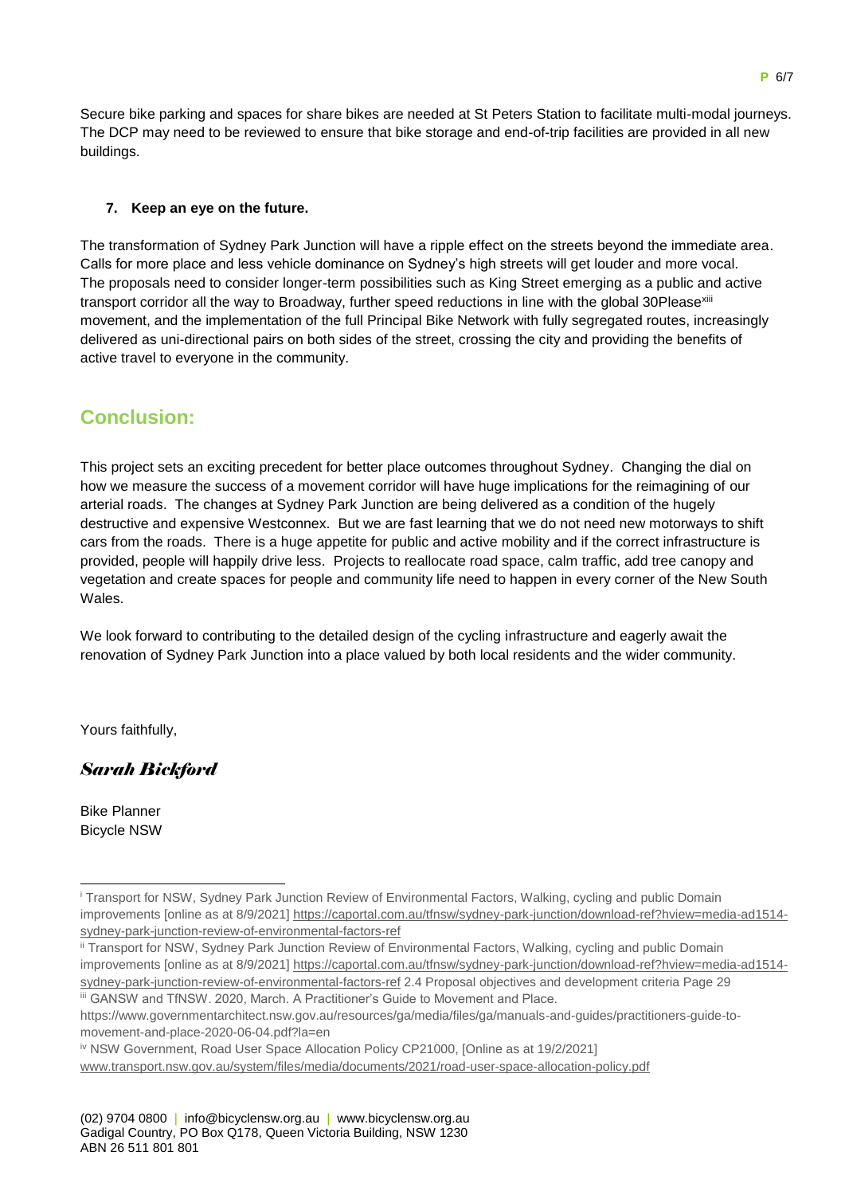Secure bike parking and spaces for share bikes are needed at St Peters Station to facilitate multi-modal journeys. The DCP may need to be reviewed to ensure that bike storage and end-of-trip facilities are provided in all new buildings.

**7. Keep an eye on the future.**

The transformation of Sydney Park Junction will have a ripple effect on the streets beyond the immediate area. Calls for more place and less vehicle dominance on Sydney's high streets will get louder and more vocal. The proposals need to consider longer-term possibilities such as King Street emerging as a public and active transport corridor all the way to Broadway, further speed reductions in line with the global 30Please[xiii] movement, and the implementation of the full Principal Bike Network with fully segregated routes, increasingly delivered as uni-directional pairs on both sides of the street, crossing the city and providing the benefits of active travel to everyone in the community.

## Conclusion:

This project sets an exciting precedent for better place outcomes throughout Sydney. Changing the dial on how we measure the success of a movement corridor will have huge implications for the reimagining of our arterial roads. The changes at Sydney Park Junction are being delivered as a condition of the hugely destructive and expensive Westconnex. But we are fast learning that we do not need new motorways to shift cars from the roads. There is a huge appetite for public and active mobility and if the correct infrastructure is provided, people will happily drive less. Projects to reallocate road space, calm traffic, add tree canopy and vegetation and create spaces for people and community life need to happen in every corner of the New South Wales.

We look forward to contributing to the detailed design of the cycling infrastructure and eagerly await the renovation of Sydney Park Junction into a place valued by both local residents and the wider community.

Yours faithfully,

*Sarah Bickford*

Bike Planner
Bicycle NSW

---

[i] Transport for NSW, Sydney Park Junction Review of Environmental Factors, Walking, cycling and public Domain improvements [online as at 8/9/2021] https://caportal.com.au/tfnsw/sydney-park-junction/download-ref?hview=media-ad1514-sydney-park-junction-review-of-environmental-factors-ref

[ii] Transport for NSW, Sydney Park Junction Review of Environmental Factors, Walking, cycling and public Domain improvements [online as at 8/9/2021] https://caportal.com.au/tfnsw/sydney-park-junction/download-ref?hview=media-ad1514-sydney-park-junction-review-of-environmental-factors-ref 2.4 Proposal objectives and development criteria Page 29

[iii] GANSW and TfNSW. 2020, March. A Practitioner's Guide to Movement and Place. https://www.governmentarchitect.nsw.gov.au/resources/ga/media/files/ga/manuals-and-guides/practitioners-guide-to-movement-and-place-2020-06-04.pdf?la=en

[iv] NSW Government, Road User Space Allocation Policy CP21000, [Online as at 19/2/2021] www.transport.nsw.gov.au/system/files/media/documents/2021/road-user-space-allocation-policy.pdf

(02) 9704 0800 | info@bicyclensw.org.au | www.bicyclensw.org.au
Gadigal Country, PO Box Q178, Queen Victoria Building, NSW 1230
ABN 26 511 801 801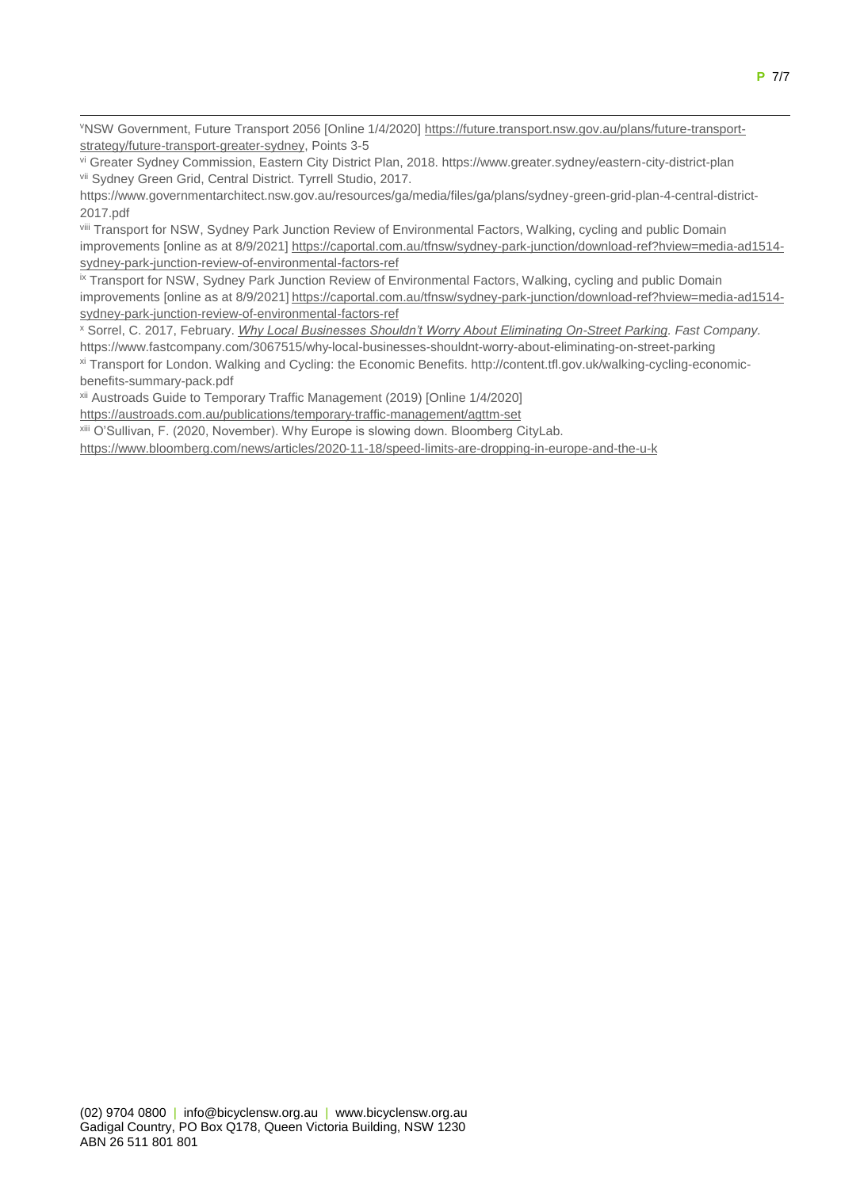[v] NSW Government, Future Transport 2056 [Online 1/4/2020] https://future.transport.nsw.gov.au/plans/future-transport-strategy/future-transport-greater-sydney, Points 3-5

[vi] Greater Sydney Commission, Eastern City District Plan, 2018. https://www.greater.sydney/eastern-city-district-plan

[vii] Sydney Green Grid, Central District. Tyrrell Studio, 2017. https://www.governmentarchitect.nsw.gov.au/resources/ga/media/files/ga/plans/sydney-green-grid-plan-4-central-district-2017.pdf

[viii] Transport for NSW, Sydney Park Junction Review of Environmental Factors, Walking, cycling and public Domain improvements [online as at 8/9/2021] https://caportal.com.au/tfnsw/sydney-park-junction/download-ref?hview=media-ad1514-sydney-park-junction-review-of-environmental-factors-ref

[ix] Transport for NSW, Sydney Park Junction Review of Environmental Factors, Walking, cycling and public Domain improvements [online as at 8/9/2021] https://caportal.com.au/tfnsw/sydney-park-junction/download-ref?hview=media-ad1514-sydney-park-junction-review-of-environmental-factors-ref

[x] Sorrel, C. 2017, February. *Why Local Businesses Shouldn't Worry About Eliminating On-Street Parking. Fast Company*. https://www.fastcompany.com/3067515/why-local-businesses-shouldnt-worry-about-eliminating-on-street-parking

[xi] Transport for London. Walking and Cycling: the Economic Benefits. http://content.tfl.gov.uk/walking-cycling-economic-benefits-summary-pack.pdf

[xii] Austroads Guide to Temporary Traffic Management (2019) [Online 1/4/2020] https://austroads.com.au/publications/temporary-traffic-management/agttm-set

[xiii] O'Sullivan, F. (2020, November). Why Europe is slowing down. Bloomberg CityLab. https://www.bloomberg.com/news/articles/2020-11-18/speed-limits-are-dropping-in-europe-and-the-u-k

(02) 9704 0800 | info@bicyclensw.org.au | www.bicyclensw.org.au
Gadigal Country, PO Box Q178, Queen Victoria Building, NSW 1230
ABN 26 511 801 801